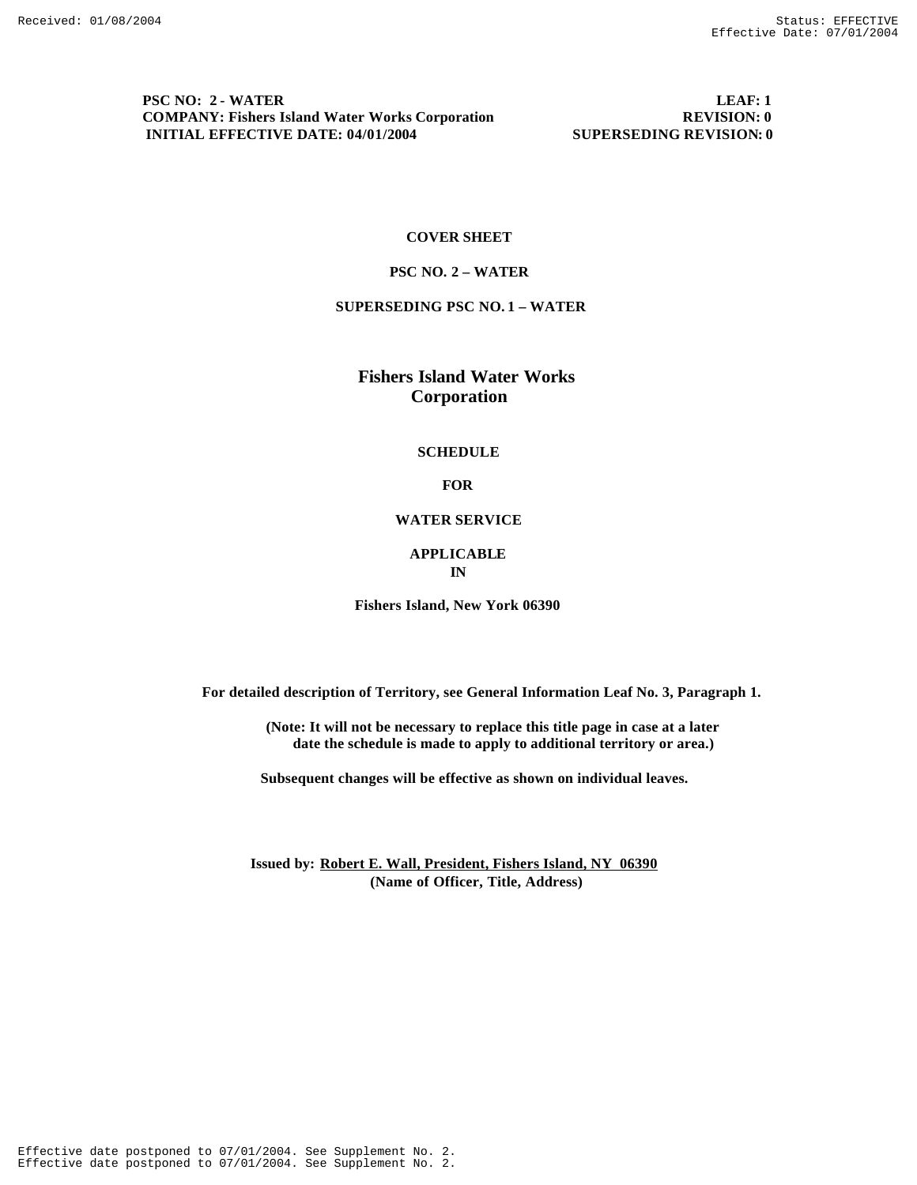Received: 01/08/2004 Status: EFFECTIVE
Effective Date: 07/01/2004

**PSC NO: 2 - WATER** **LEAF: 1**
**COMPANY: Fishers Island Water Works Corporation** **REVISION: 0**
**INITIAL EFFECTIVE DATE: 04/01/2004** **SUPERSEDING REVISION: 0**

**COVER SHEET**

**PSC NO. 2 – WATER**

**SUPERSEDING PSC NO. 1 – WATER**

# Fishers Island Water Works Corporation

**SCHEDULE**

**FOR**

**WATER SERVICE**

**APPLICABLE**
**IN**

**Fishers Island, New York 06390**

**For detailed description of Territory, see General Information Leaf No. 3, Paragraph 1.**

**(Note: It will not be necessary to replace this title page in case at a later date the schedule is made to apply to additional territory or area.)**

**Subsequent changes will be effective as shown on individual leaves.**

**Issued by: Robert E. Wall, President, Fishers Island, NY 06390**
**(Name of Officer, Title, Address)**

Effective date postponed to 07/01/2004. See Supplement No. 2.
Effective date postponed to 07/01/2004. See Supplement No. 2.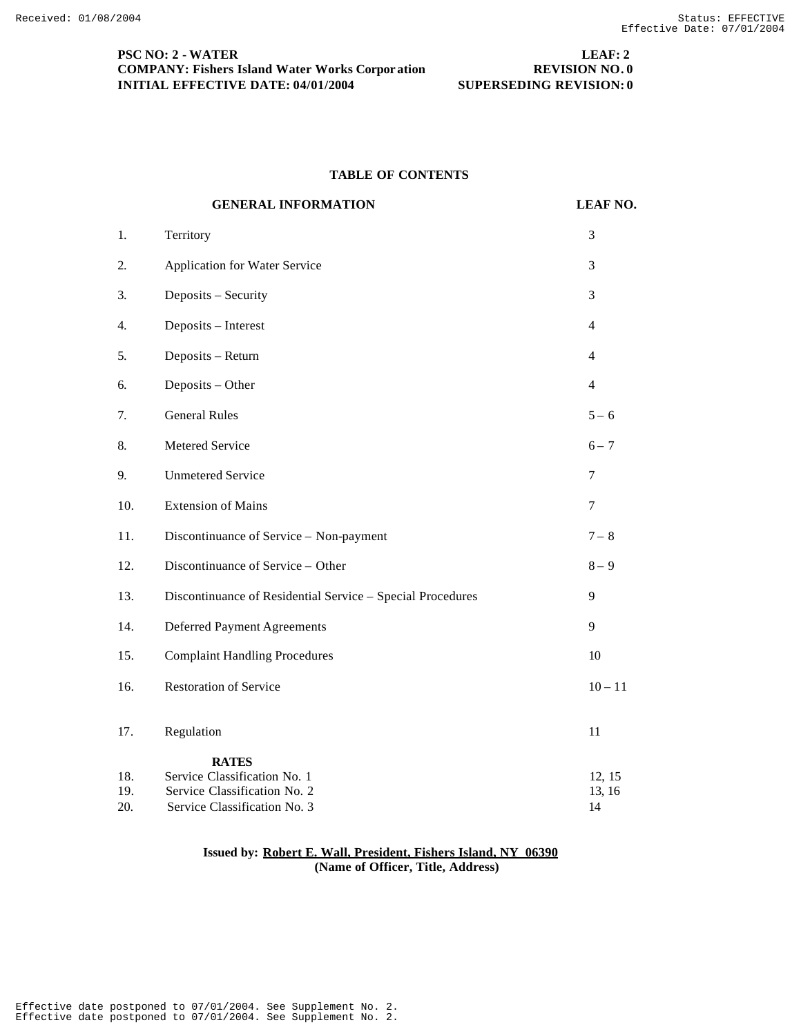**PSC NO: 2 - WATER** **LEAF: 2**
**COMPANY: Fishers Island Water Works Corporation** **REVISION NO. 0**
**INITIAL EFFECTIVE DATE: 04/01/2004** **SUPERSEDING REVISION: 0**

## TABLE OF CONTENTS

| | **GENERAL INFORMATION** | **LEAF NO.** |
|---|---|---|
| 1. | Territory | 3 |
| 2. | Application for Water Service | 3 |
| 3. | Deposits – Security | 3 |
| 4. | Deposits – Interest | 4 |
| 5. | Deposits – Return | 4 |
| 6. | Deposits – Other | 4 |
| 7. | General Rules | 5 – 6 |
| 8. | Metered Service | 6 – 7 |
| 9. | Unmetered Service | 7 |
| 10. | Extension of Mains | 7 |
| 11. | Discontinuance of Service – Non-payment | 7 – 8 |
| 12. | Discontinuance of Service – Other | 8 – 9 |
| 13. | Discontinuance of Residential Service – Special Procedures | 9 |
| 14. | Deferred Payment Agreements | 9 |
| 15. | Complaint Handling Procedures | 10 |
| 16. | Restoration of Service | 10 – 11 |
| 17. | Regulation | 11 |
| | **RATES** | |
| 18. | Service Classification No. 1 | 12, 15 |
| 19. | Service Classification No. 2 | 13, 16 |
| 20. | Service Classification No. 3 | 14 |

**Issued by: Robert E. Wall, President, Fishers Island, NY 06390**
**(Name of Officer, Title, Address)**

Effective date postponed to 07/01/2004. See Supplement No. 2.
Effective date postponed to 07/01/2004. See Supplement No. 2.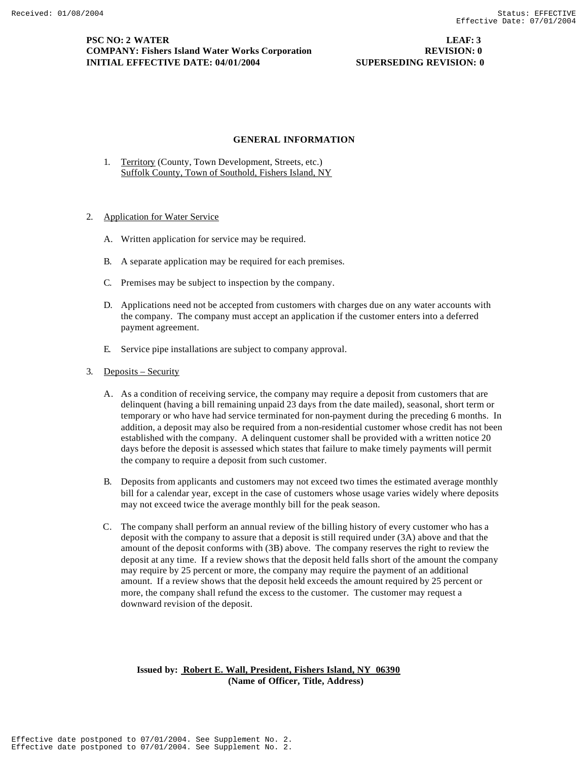Received: 01/08/2004 Status: EFFECTIVE
Effective Date: 07/01/2004

**PSC NO: 2 WATER** **LEAF: 3**
**COMPANY: Fishers Island Water Works Corporation** **REVISION: 0**
**INITIAL EFFECTIVE DATE: 04/01/2004** **SUPERSEDING REVISION: 0**

## GENERAL INFORMATION

1. Territory (County, Town Development, Streets, etc.)
   Suffolk County, Town of Southold, Fishers Island, NY

2. Application for Water Service

   A. Written application for service may be required.

   B. A separate application may be required for each premises.

   C. Premises may be subject to inspection by the company.

   D. Applications need not be accepted from customers with charges due on any water accounts with the company. The company must accept an application if the customer enters into a deferred payment agreement.

   E. Service pipe installations are subject to company approval.

3. Deposits – Security

   A. As a condition of receiving service, the company may require a deposit from customers that are delinquent (having a bill remaining unpaid 23 days from the date mailed), seasonal, short term or temporary or who have had service terminated for non-payment during the preceding 6 months. In addition, a deposit may also be required from a non-residential customer whose credit has not been established with the company. A delinquent customer shall be provided with a written notice 20 days before the deposit is assessed which states that failure to make timely payments will permit the company to require a deposit from such customer.

   B. Deposits from applicants and customers may not exceed two times the estimated average monthly bill for a calendar year, except in the case of customers whose usage varies widely where deposits may not exceed twice the average monthly bill for the peak season.

   C. The company shall perform an annual review of the billing history of every customer who has a deposit with the company to assure that a deposit is still required under (3A) above and that the amount of the deposit conforms with (3B) above. The company reserves the right to review the deposit at any time. If a review shows that the deposit held falls short of the amount the company may require by 25 percent or more, the company may require the payment of an additional amount. If a review shows that the deposit held exceeds the amount required by 25 percent or more, the company shall refund the excess to the customer. The customer may request a downward revision of the deposit.

**Issued by: Robert E. Wall, President, Fishers Island, NY 06390**
**(Name of Officer, Title, Address)**

Effective date postponed to 07/01/2004. See Supplement No. 2.
Effective date postponed to 07/01/2004. See Supplement No. 2.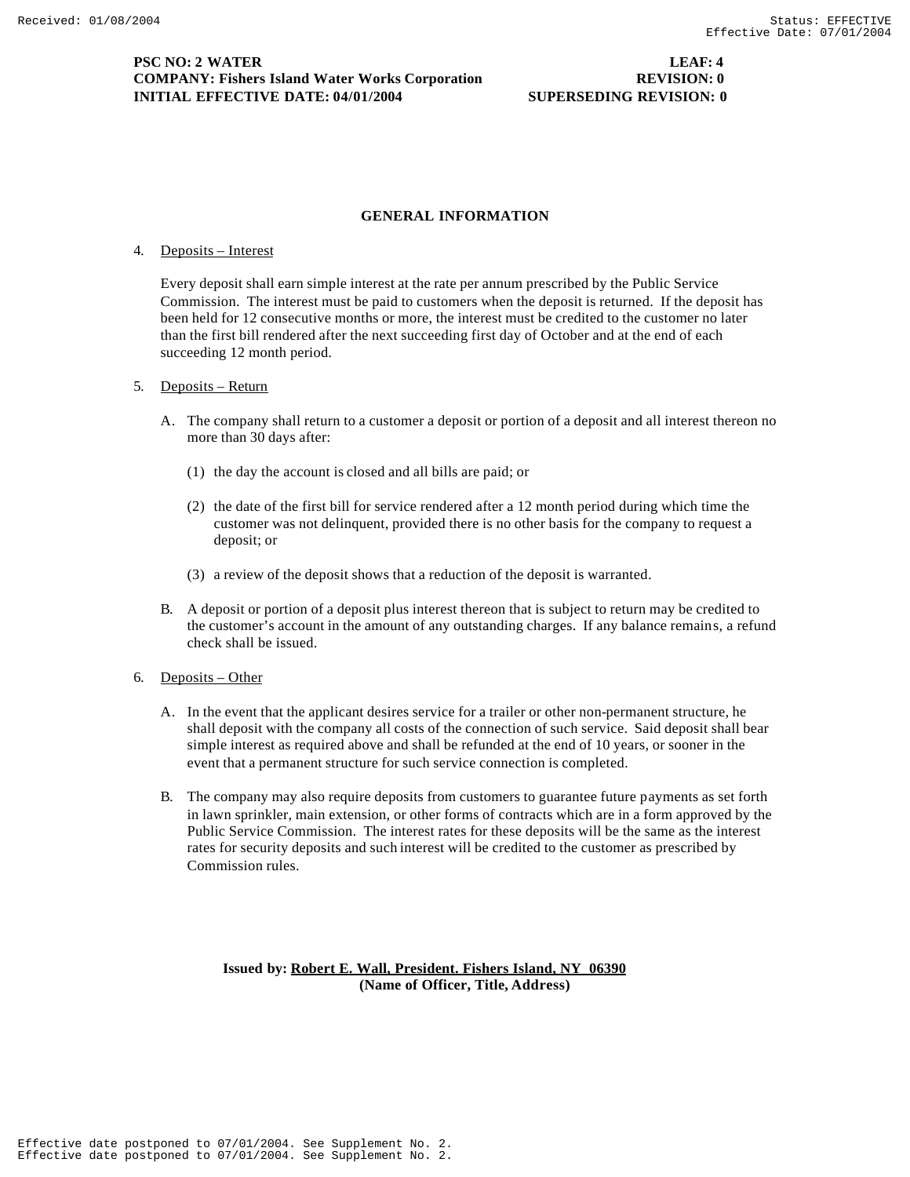## GENERAL INFORMATION

4. Deposits – Interest

   Every deposit shall earn simple interest at the rate per annum prescribed by the Public Service Commission. The interest must be paid to customers when the deposit is returned. If the deposit has been held for 12 consecutive months or more, the interest must be credited to the customer no later than the first bill rendered after the next succeeding first day of October and at the end of each succeeding 12 month period.

5. Deposits – Return

   A. The company shall return to a customer a deposit or portion of a deposit and all interest thereon no more than 30 days after:

      (1) the day the account is closed and all bills are paid; or

      (2) the date of the first bill for service rendered after a 12 month period during which time the customer was not delinquent, provided there is no other basis for the company to request a deposit; or

      (3) a review of the deposit shows that a reduction of the deposit is warranted.

   B. A deposit or portion of a deposit plus interest thereon that is subject to return may be credited to the customer's account in the amount of any outstanding charges. If any balance remains, a refund check shall be issued.

6. Deposits – Other

   A. In the event that the applicant desires service for a trailer or other non-permanent structure, he shall deposit with the company all costs of the connection of such service. Said deposit shall bear simple interest as required above and shall be refunded at the end of 10 years, or sooner in the event that a permanent structure for such service connection is completed.

   B. The company may also require deposits from customers to guarantee future payments as set forth in lawn sprinkler, main extension, or other forms of contracts which are in a form approved by the Public Service Commission. The interest rates for these deposits will be the same as the interest rates for security deposits and such interest will be credited to the customer as prescribed by Commission rules.

**Issued by: Robert E. Wall, President. Fishers Island, NY 06390**
**(Name of Officer, Title, Address)**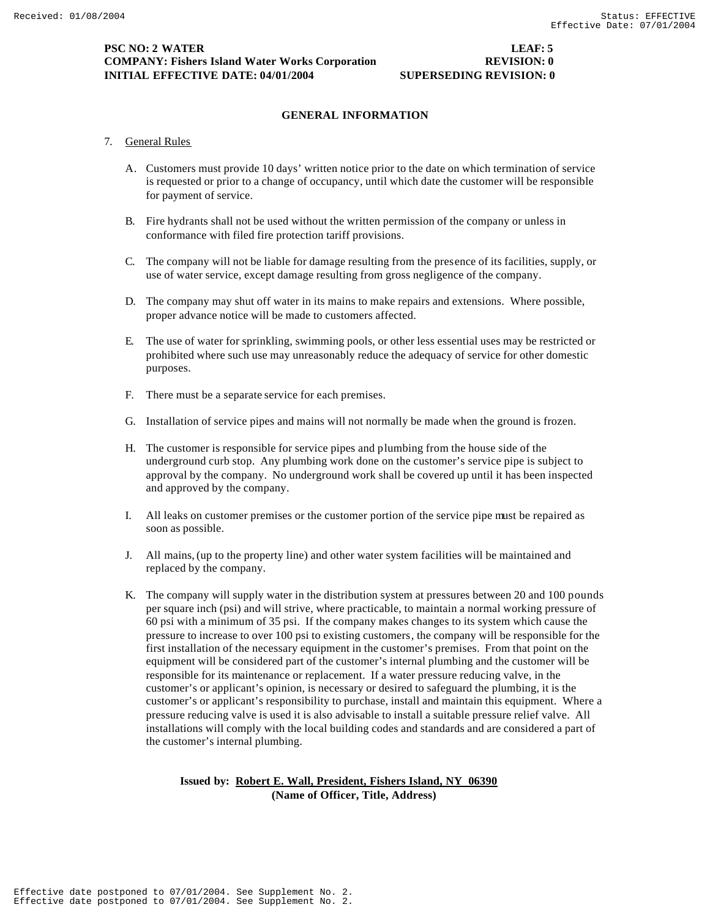**PSC NO: 2 WATER** **LEAF: 5**
**COMPANY: Fishers Island Water Works Corporation** **REVISION: 0**
**INITIAL EFFECTIVE DATE: 04/01/2004** **SUPERSEDING REVISION: 0**

## GENERAL INFORMATION

7. General Rules

   A. Customers must provide 10 days' written notice prior to the date on which termination of service is requested or prior to a change of occupancy, until which date the customer will be responsible for payment of service.

   B. Fire hydrants shall not be used without the written permission of the company or unless in conformance with filed fire protection tariff provisions.

   C. The company will not be liable for damage resulting from the presence of its facilities, supply, or use of water service, except damage resulting from gross negligence of the company.

   D. The company may shut off water in its mains to make repairs and extensions. Where possible, proper advance notice will be made to customers affected.

   E. The use of water for sprinkling, swimming pools, or other less essential uses may be restricted or prohibited where such use may unreasonably reduce the adequacy of service for other domestic purposes.

   F. There must be a separate service for each premises.

   G. Installation of service pipes and mains will not normally be made when the ground is frozen.

   H. The customer is responsible for service pipes and plumbing from the house side of the underground curb stop. Any plumbing work done on the customer's service pipe is subject to approval by the company. No underground work shall be covered up until it has been inspected and approved by the company.

   I. All leaks on customer premises or the customer portion of the service pipe must be repaired as soon as possible.

   J. All mains, (up to the property line) and other water system facilities will be maintained and replaced by the company.

   K. The company will supply water in the distribution system at pressures between 20 and 100 pounds per square inch (psi) and will strive, where practicable, to maintain a normal working pressure of 60 psi with a minimum of 35 psi. If the company makes changes to its system which cause the pressure to increase to over 100 psi to existing customers, the company will be responsible for the first installation of the necessary equipment in the customer's premises. From that point on the equipment will be considered part of the customer's internal plumbing and the customer will be responsible for its maintenance or replacement. If a water pressure reducing valve, in the customer's or applicant's opinion, is necessary or desired to safeguard the plumbing, it is the customer's or applicant's responsibility to purchase, install and maintain this equipment. Where a pressure reducing valve is used it is also advisable to install a suitable pressure relief valve. All installations will comply with the local building codes and standards and are considered a part of the customer's internal plumbing.

**Issued by: Robert E. Wall, President, Fishers Island, NY 06390**
**(Name of Officer, Title, Address)**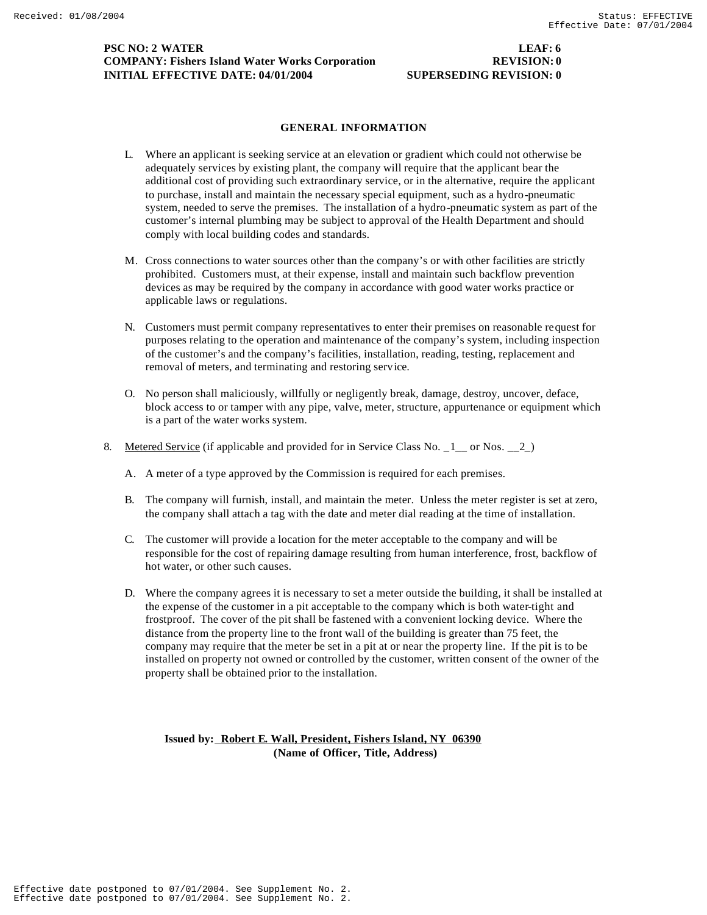## GENERAL INFORMATION

L. Where an applicant is seeking service at an elevation or gradient which could not otherwise be adequately services by existing plant, the company will require that the applicant bear the additional cost of providing such extraordinary service, or in the alternative, require the applicant to purchase, install and maintain the necessary special equipment, such as a hydro-pneumatic system, needed to serve the premises. The installation of a hydro-pneumatic system as part of the customer's internal plumbing may be subject to approval of the Health Department and should comply with local building codes and standards.

M. Cross connections to water sources other than the company's or with other facilities are strictly prohibited. Customers must, at their expense, install and maintain such backflow prevention devices as may be required by the company in accordance with good water works practice or applicable laws or regulations.

N. Customers must permit company representatives to enter their premises on reasonable request for purposes relating to the operation and maintenance of the company's system, including inspection of the customer's and the company's facilities, installation, reading, testing, replacement and removal of meters, and terminating and restoring service.

O. No person shall maliciously, willfully or negligently break, damage, destroy, uncover, deface, block access to or tamper with any pipe, valve, meter, structure, appurtenance or equipment which is a part of the water works system.

8. Metered Service (if applicable and provided for in Service Class No. _1__ or Nos. __2_)

A. A meter of a type approved by the Commission is required for each premises.

B. The company will furnish, install, and maintain the meter. Unless the meter register is set at zero, the company shall attach a tag with the date and meter dial reading at the time of installation.

C. The customer will provide a location for the meter acceptable to the company and will be responsible for the cost of repairing damage resulting from human interference, frost, backflow of hot water, or other such causes.

D. Where the company agrees it is necessary to set a meter outside the building, it shall be installed at the expense of the customer in a pit acceptable to the company which is both water-tight and frostproof. The cover of the pit shall be fastened with a convenient locking device. Where the distance from the property line to the front wall of the building is greater than 75 feet, the company may require that the meter be set in a pit at or near the property line. If the pit is to be installed on property not owned or controlled by the customer, written consent of the owner of the property shall be obtained prior to the installation.

**Issued by: Robert E. Wall, President, Fishers Island, NY 06390**
**(Name of Officer, Title, Address)**

Effective date postponed to 07/01/2004. See Supplement No. 2.
Effective date postponed to 07/01/2004. See Supplement No. 2.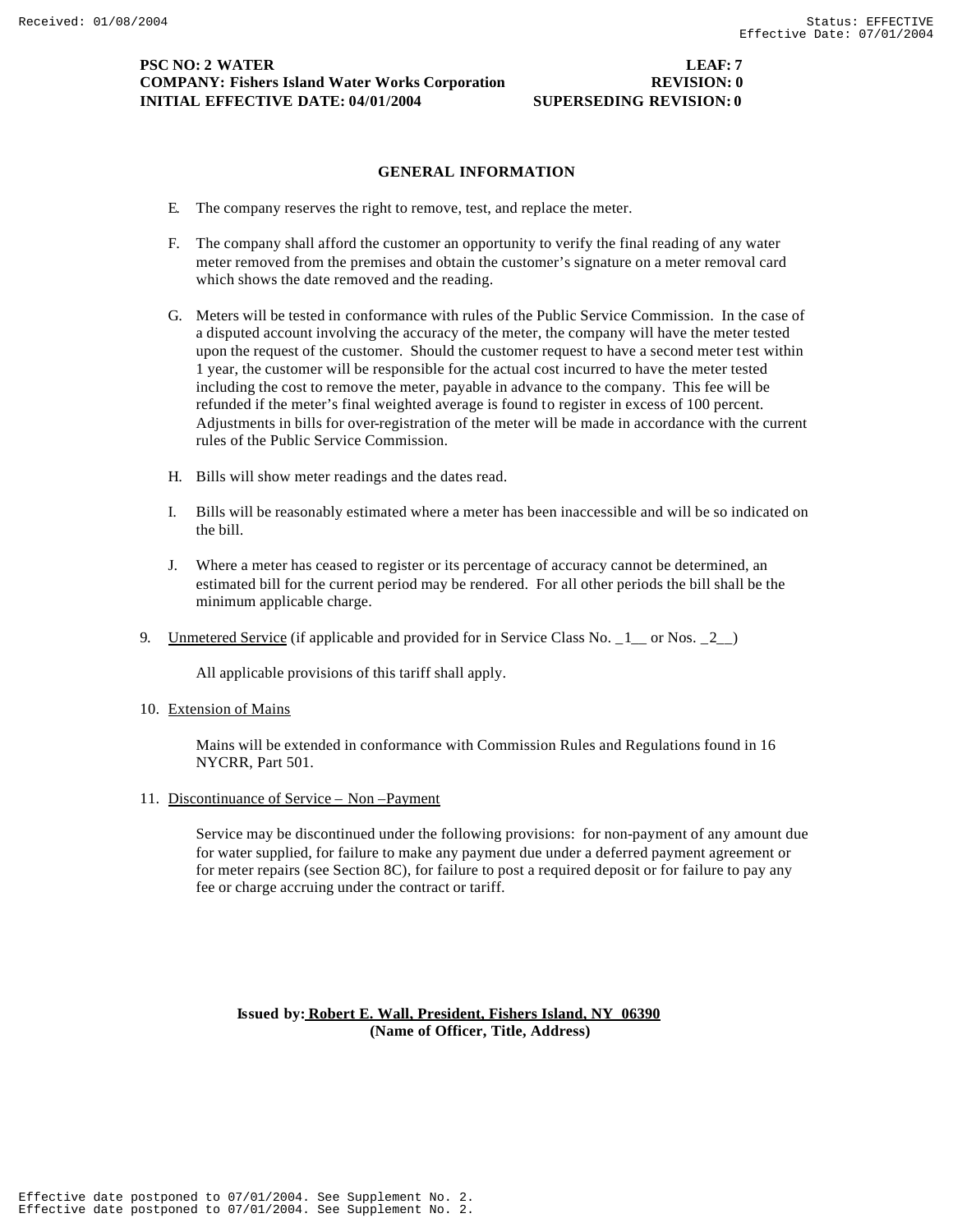## GENERAL INFORMATION

E. The company reserves the right to remove, test, and replace the meter.

F. The company shall afford the customer an opportunity to verify the final reading of any water meter removed from the premises and obtain the customer's signature on a meter removal card which shows the date removed and the reading.

G. Meters will be tested in conformance with rules of the Public Service Commission. In the case of a disputed account involving the accuracy of the meter, the company will have the meter tested upon the request of the customer. Should the customer request to have a second meter test within 1 year, the customer will be responsible for the actual cost incurred to have the meter tested including the cost to remove the meter, payable in advance to the company. This fee will be refunded if the meter's final weighted average is found to register in excess of 100 percent. Adjustments in bills for over-registration of the meter will be made in accordance with the current rules of the Public Service Commission.

H. Bills will show meter readings and the dates read.

I. Bills will be reasonably estimated where a meter has been inaccessible and will be so indicated on the bill.

J. Where a meter has ceased to register or its percentage of accuracy cannot be determined, an estimated bill for the current period may be rendered. For all other periods the bill shall be the minimum applicable charge.

9. Unmetered Service (if applicable and provided for in Service Class No. _1__ or Nos. _2__)

   All applicable provisions of this tariff shall apply.

10. Extension of Mains

    Mains will be extended in conformance with Commission Rules and Regulations found in 16 NYCRR, Part 501.

11. Discontinuance of Service – Non –Payment

    Service may be discontinued under the following provisions: for non-payment of any amount due for water supplied, for failure to make any payment due under a deferred payment agreement or for meter repairs (see Section 8C), for failure to post a required deposit or for failure to pay any fee or charge accruing under the contract or tariff.

**Issued by: Robert E. Wall, President, Fishers Island, NY 06390**
**(Name of Officer, Title, Address)**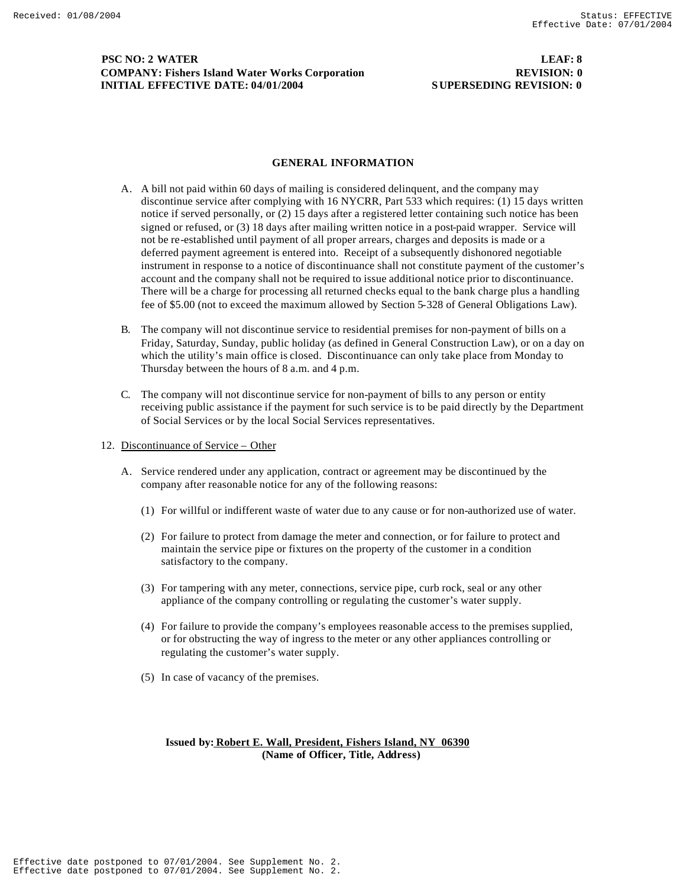## GENERAL INFORMATION

A. A bill not paid within 60 days of mailing is considered delinquent, and the company may discontinue service after complying with 16 NYCRR, Part 533 which requires: (1) 15 days written notice if served personally, or (2) 15 days after a registered letter containing such notice has been signed or refused, or (3) 18 days after mailing written notice in a post-paid wrapper. Service will not be re-established until payment of all proper arrears, charges and deposits is made or a deferred payment agreement is entered into. Receipt of a subsequently dishonored negotiable instrument in response to a notice of discontinuance shall not constitute payment of the customer's account and the company shall not be required to issue additional notice prior to discontinuance. There will be a charge for processing all returned checks equal to the bank charge plus a handling fee of $5.00 (not to exceed the maximum allowed by Section 5-328 of General Obligations Law).

B. The company will not discontinue service to residential premises for non-payment of bills on a Friday, Saturday, Sunday, public holiday (as defined in General Construction Law), or on a day on which the utility's main office is closed. Discontinuance can only take place from Monday to Thursday between the hours of 8 a.m. and 4 p.m.

C. The company will not discontinue service for non-payment of bills to any person or entity receiving public assistance if the payment for such service is to be paid directly by the Department of Social Services or by the local Social Services representatives.

12. Discontinuance of Service – Other

A. Service rendered under any application, contract or agreement may be discontinued by the company after reasonable notice for any of the following reasons:

(1) For willful or indifferent waste of water due to any cause or for non-authorized use of water.

(2) For failure to protect from damage the meter and connection, or for failure to protect and maintain the service pipe or fixtures on the property of the customer in a condition satisfactory to the company.

(3) For tampering with any meter, connections, service pipe, curb rock, seal or any other appliance of the company controlling or regulating the customer's water supply.

(4) For failure to provide the company's employees reasonable access to the premises supplied, or for obstructing the way of ingress to the meter or any other appliances controlling or regulating the customer's water supply.

(5) In case of vacancy of the premises.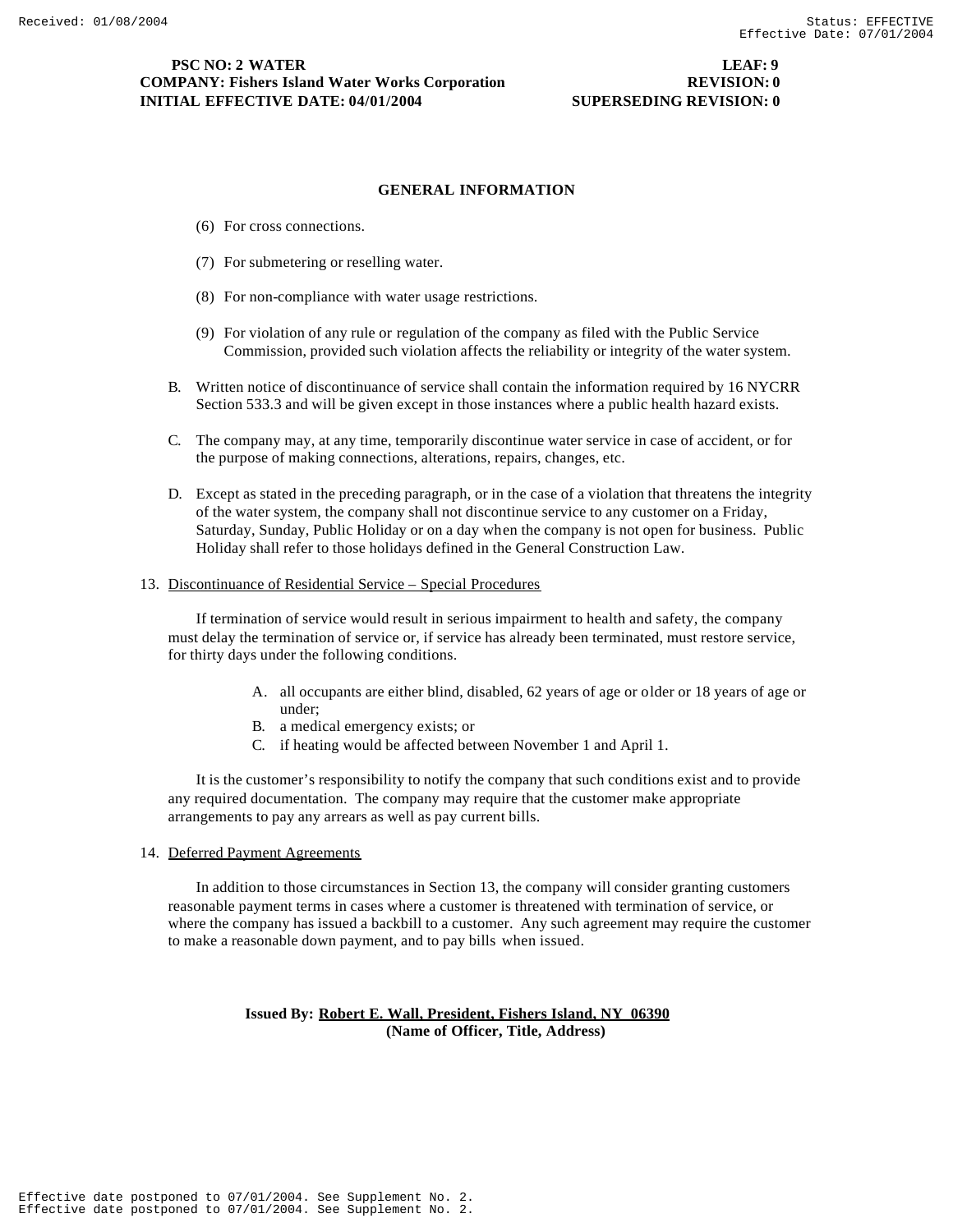## GENERAL INFORMATION

(6) For cross connections.

(7) For submetering or reselling water.

(8) For non-compliance with water usage restrictions.

(9) For violation of any rule or regulation of the company as filed with the Public Service Commission, provided such violation affects the reliability or integrity of the water system.

B. Written notice of discontinuance of service shall contain the information required by 16 NYCRR Section 533.3 and will be given except in those instances where a public health hazard exists.

C. The company may, at any time, temporarily discontinue water service in case of accident, or for the purpose of making connections, alterations, repairs, changes, etc.

D. Except as stated in the preceding paragraph, or in the case of a violation that threatens the integrity of the water system, the company shall not discontinue service to any customer on a Friday, Saturday, Sunday, Public Holiday or on a day when the company is not open for business. Public Holiday shall refer to those holidays defined in the General Construction Law.

13. Discontinuance of Residential Service – Special Procedures

If termination of service would result in serious impairment to health and safety, the company must delay the termination of service or, if service has already been terminated, must restore service, for thirty days under the following conditions.

A. all occupants are either blind, disabled, 62 years of age or older or 18 years of age or under;
B. a medical emergency exists; or
C. if heating would be affected between November 1 and April 1.

It is the customer's responsibility to notify the company that such conditions exist and to provide any required documentation. The company may require that the customer make appropriate arrangements to pay any arrears as well as pay current bills.

14. Deferred Payment Agreements

In addition to those circumstances in Section 13, the company will consider granting customers reasonable payment terms in cases where a customer is threatened with termination of service, or where the company has issued a backbill to a customer. Any such agreement may require the customer to make a reasonable down payment, and to pay bills when issued.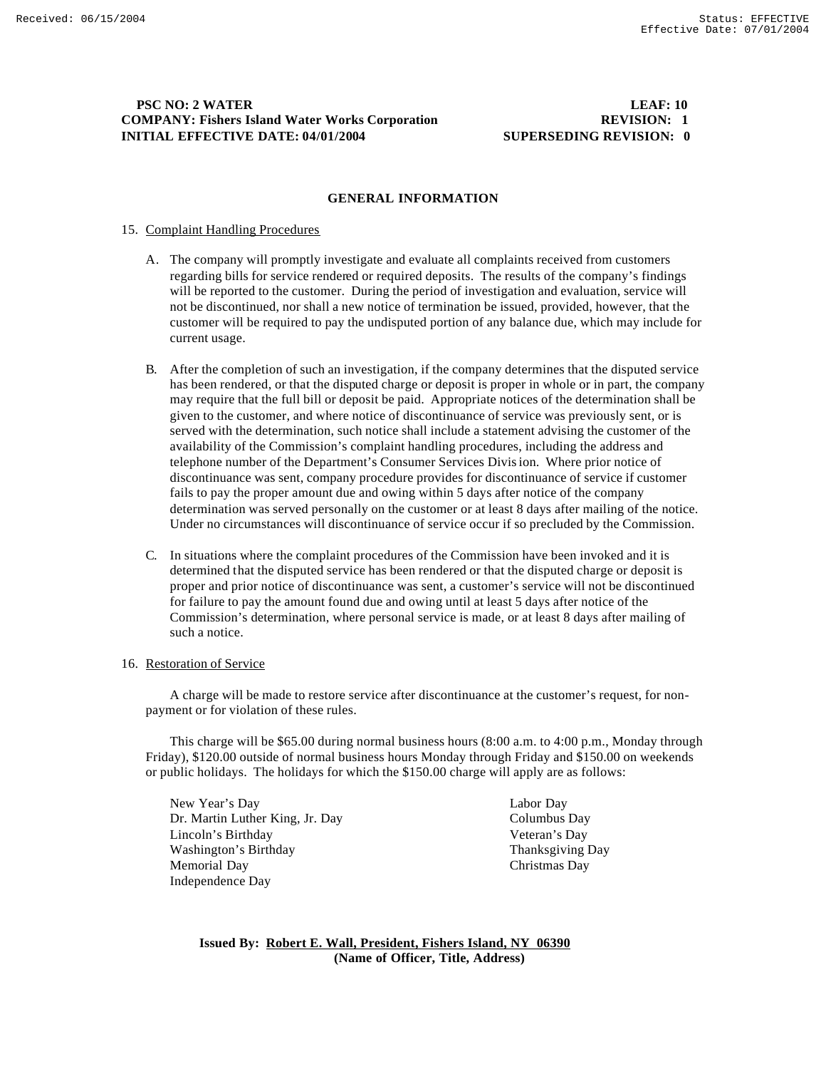**PSC NO: 2 WATER** **LEAF: 10**
**COMPANY: Fishers Island Water Works Corporation** **REVISION: 1**
**INITIAL EFFECTIVE DATE: 04/01/2004** **SUPERSEDING REVISION: 0**

## GENERAL INFORMATION

15. Complaint Handling Procedures

    A. The company will promptly investigate and evaluate all complaints received from customers regarding bills for service rendered or required deposits. The results of the company's findings will be reported to the customer. During the period of investigation and evaluation, service will not be discontinued, nor shall a new notice of termination be issued, provided, however, that the customer will be required to pay the undisputed portion of any balance due, which may include for current usage.

    B. After the completion of such an investigation, if the company determines that the disputed service has been rendered, or that the disputed charge or deposit is proper in whole or in part, the company may require that the full bill or deposit be paid. Appropriate notices of the determination shall be given to the customer, and where notice of discontinuance of service was previously sent, or is served with the determination, such notice shall include a statement advising the customer of the availability of the Commission's complaint handling procedures, including the address and telephone number of the Department's Consumer Services Division. Where prior notice of discontinuance was sent, company procedure provides for discontinuance of service if customer fails to pay the proper amount due and owing within 5 days after notice of the company determination was served personally on the customer or at least 8 days after mailing of the notice. Under no circumstances will discontinuance of service occur if so precluded by the Commission.

    C. In situations where the complaint procedures of the Commission have been invoked and it is determined that the disputed service has been rendered or that the disputed charge or deposit is proper and prior notice of discontinuance was sent, a customer's service will not be discontinued for failure to pay the amount found due and owing until at least 5 days after notice of the Commission's determination, where personal service is made, or at least 8 days after mailing of such a notice.

16. Restoration of Service

    A charge will be made to restore service after discontinuance at the customer's request, for non-payment or for violation of these rules.

    This charge will be $65.00 during normal business hours (8:00 a.m. to 4:00 p.m., Monday through Friday), $120.00 outside of normal business hours Monday through Friday and $150.00 on weekends or public holidays. The holidays for which the $150.00 charge will apply are as follows:

    - New Year's Day
    - Dr. Martin Luther King, Jr. Day
    - Lincoln's Birthday
    - Washington's Birthday
    - Memorial Day
    - Independence Day
    - Labor Day
    - Columbus Day
    - Veteran's Day
    - Thanksgiving Day
    - Christmas Day

**Issued By: Robert E. Wall, President, Fishers Island, NY 06390**
**(Name of Officer, Title, Address)**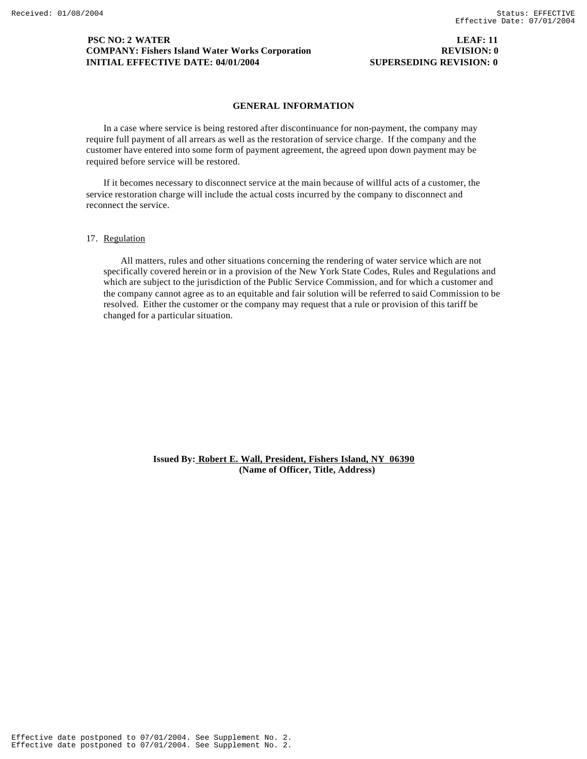## GENERAL INFORMATION

In a case where service is being restored after discontinuance for non-payment, the company may require full payment of all arrears as well as the restoration of service charge. If the company and the customer have entered into some form of payment agreement, the agreed upon down payment may be required before service will be restored.

If it becomes necessary to disconnect service at the main because of willful acts of a customer, the service restoration charge will include the actual costs incurred by the company to disconnect and reconnect the service.

17. Regulation

All matters, rules and other situations concerning the rendering of water service which are not specifically covered herein or in a provision of the New York State Codes, Rules and Regulations and which are subject to the jurisdiction of the Public Service Commission, and for which a customer and the company cannot agree as to an equitable and fair solution will be referred to said Commission to be resolved. Either the customer or the company may request that a rule or provision of this tariff be changed for a particular situation.

**Issued By: Robert E. Wall, President, Fishers Island, NY 06390**
**(Name of Officer, Title, Address)**

Effective date postponed to 07/01/2004. See Supplement No. 2.
Effective date postponed to 07/01/2004. See Supplement No. 2.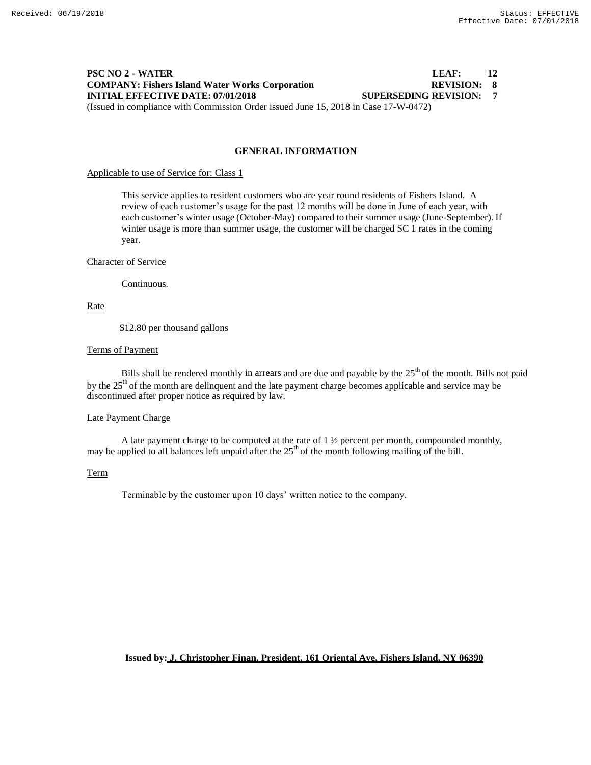**PSC NO 2 - WATER** **LEAF: 12**
**COMPANY: Fishers Island Water Works Corporation** **REVISION: 8**
**INITIAL EFFECTIVE DATE: 07/01/2018** **SUPERSEDING REVISION: 7**
(Issued in compliance with Commission Order issued June 15, 2018 in Case 17-W-0472)

## GENERAL INFORMATION

Applicable to use of Service for: Class 1

This service applies to resident customers who are year round residents of Fishers Island. A review of each customer's usage for the past 12 months will be done in June of each year, with each customer's winter usage (October-May) compared to their summer usage (June-September). If winter usage is more than summer usage, the customer will be charged SC 1 rates in the coming year.

Character of Service

Continuous.

Rate

$12.80 per thousand gallons

Terms of Payment

Bills shall be rendered monthly in arrears and are due and payable by the 25th of the month. Bills not paid by the 25th of the month are delinquent and the late payment charge becomes applicable and service may be discontinued after proper notice as required by law.

Late Payment Charge

A late payment charge to be computed at the rate of 1 ½ percent per month, compounded monthly, may be applied to all balances left unpaid after the 25th of the month following mailing of the bill.

Term

Terminable by the customer upon 10 days' written notice to the company.

**Issued by: J. Christopher Finan, President, 161 Oriental Ave, Fishers Island, NY 06390**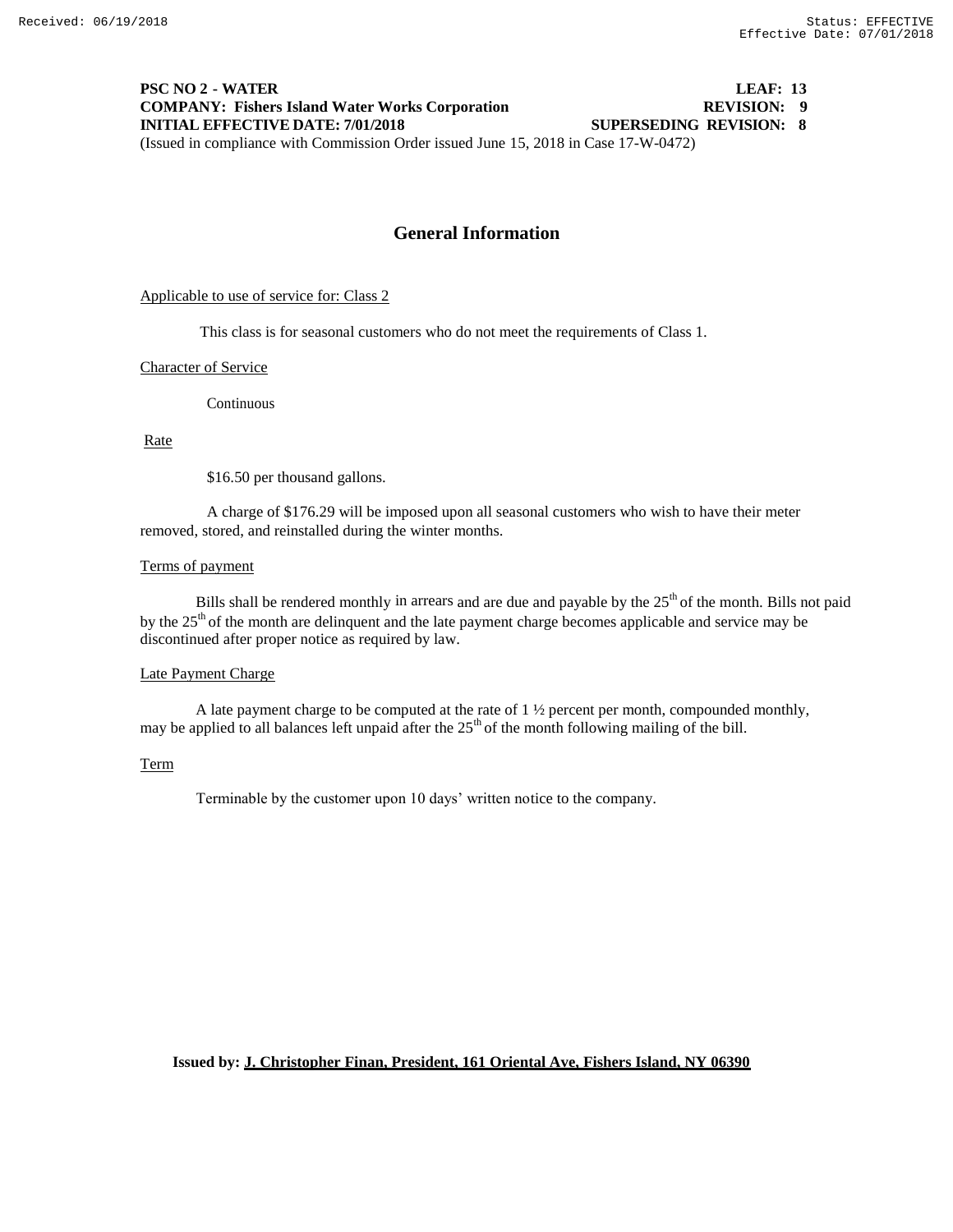**PSC NO 2 - WATER** **LEAF: 13**
**COMPANY: Fishers Island Water Works Corporation** **REVISION: 9**
**INITIAL EFFECTIVE DATE: 7/01/2018** **SUPERSEDING REVISION: 8**
(Issued in compliance with Commission Order issued June 15, 2018 in Case 17-W-0472)

## General Information

Applicable to use of service for: Class 2

This class is for seasonal customers who do not meet the requirements of Class 1.

Character of Service

Continuous

Rate

$16.50 per thousand gallons.

A charge of $176.29 will be imposed upon all seasonal customers who wish to have their meter removed, stored, and reinstalled during the winter months.

Terms of payment

Bills shall be rendered monthly in arrears and are due and payable by the 25th of the month. Bills not paid by the 25th of the month are delinquent and the late payment charge becomes applicable and service may be discontinued after proper notice as required by law.

Late Payment Charge

A late payment charge to be computed at the rate of 1 ½ percent per month, compounded monthly, may be applied to all balances left unpaid after the 25th of the month following mailing of the bill.

Term

Terminable by the customer upon 10 days' written notice to the company.

**Issued by: J. Christopher Finan, President, 161 Oriental Ave, Fishers Island, NY 06390**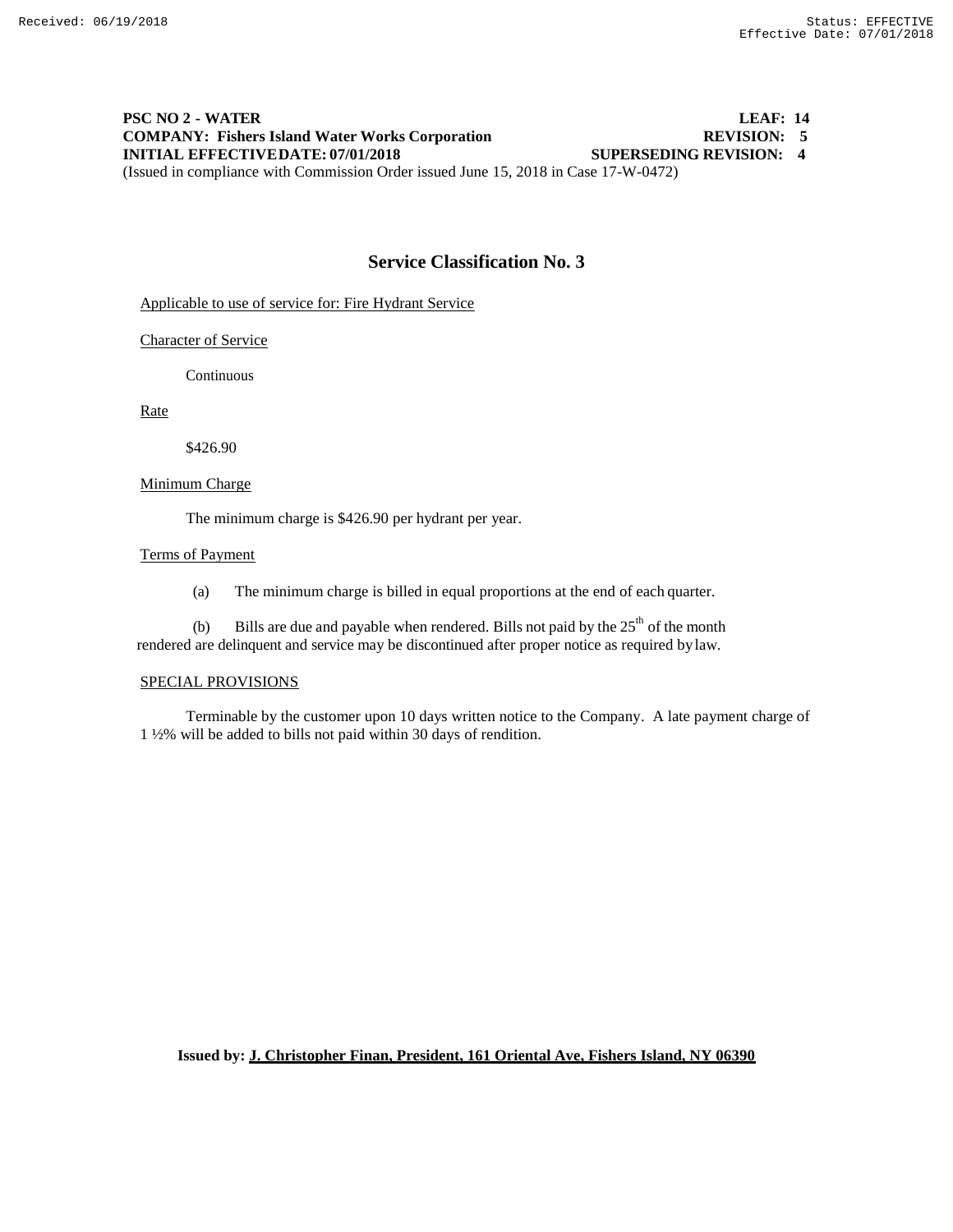**PSC NO 2 - WATER** **LEAF: 14**
**COMPANY: Fishers Island Water Works Corporation** **REVISION: 5**
**INITIAL EFFECTIVE DATE: 07/01/2018** **SUPERSEDING REVISION: 4**
(Issued in compliance with Commission Order issued June 15, 2018 in Case 17-W-0472)

## Service Classification No. 3

Applicable to use of service for: Fire Hydrant Service

Character of Service

Continuous

Rate

$426.90

Minimum Charge

The minimum charge is $426.90 per hydrant per year.

Terms of Payment

(a) The minimum charge is billed in equal proportions at the end of each quarter.

(b) Bills are due and payable when rendered. Bills not paid by the 25th of the month rendered are delinquent and service may be discontinued after proper notice as required by law.

SPECIAL PROVISIONS

Terminable by the customer upon 10 days written notice to the Company. A late payment charge of 1 ½% will be added to bills not paid within 30 days of rendition.

**Issued by: J. Christopher Finan, President, 161 Oriental Ave, Fishers Island, NY 06390**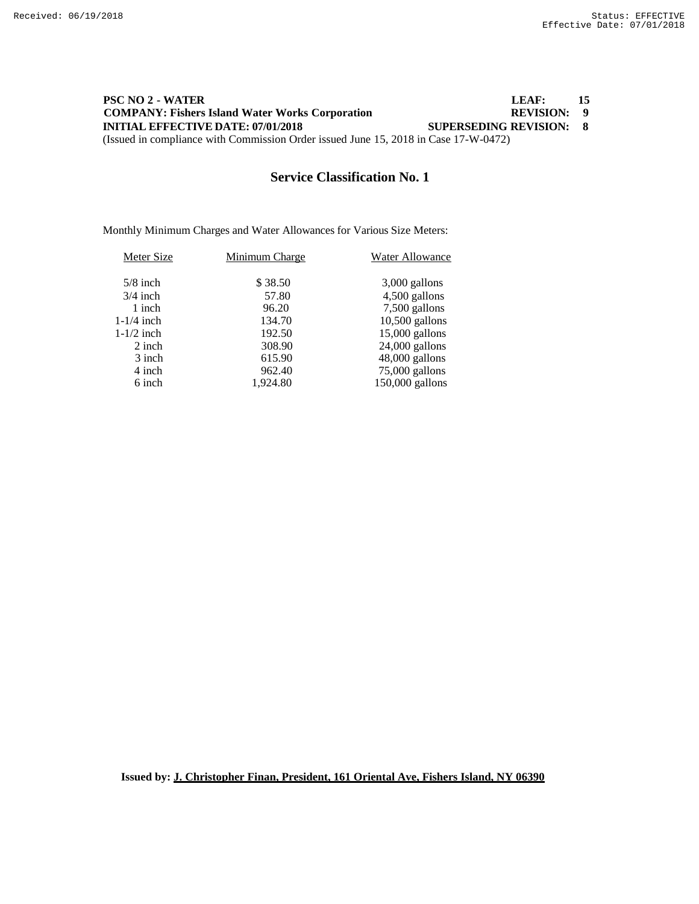**PSC NO 2 - WATER** **LEAF: 15**
**COMPANY: Fishers Island Water Works Corporation** **REVISION: 9**
**INITIAL EFFECTIVE DATE: 07/01/2018** **SUPERSEDING REVISION: 8**
(Issued in compliance with Commission Order issued June 15, 2018 in Case 17-W-0472)

## Service Classification No. 1

Monthly Minimum Charges and Water Allowances for Various Size Meters:

| Meter Size | Minimum Charge | Water Allowance |
|---|---|---|
| 5/8 inch | $ 38.50 | 3,000 gallons |
| 3/4 inch | 57.80 | 4,500 gallons |
| 1 inch | 96.20 | 7,500 gallons |
| 1-1/4 inch | 134.70 | 10,500 gallons |
| 1-1/2 inch | 192.50 | 15,000 gallons |
| 2 inch | 308.90 | 24,000 gallons |
| 3 inch | 615.90 | 48,000 gallons |
| 4 inch | 962.40 | 75,000 gallons |
| 6 inch | 1,924.80 | 150,000 gallons |

**Issued by: J. Christopher Finan, President, 161 Oriental Ave, Fishers Island, NY 06390**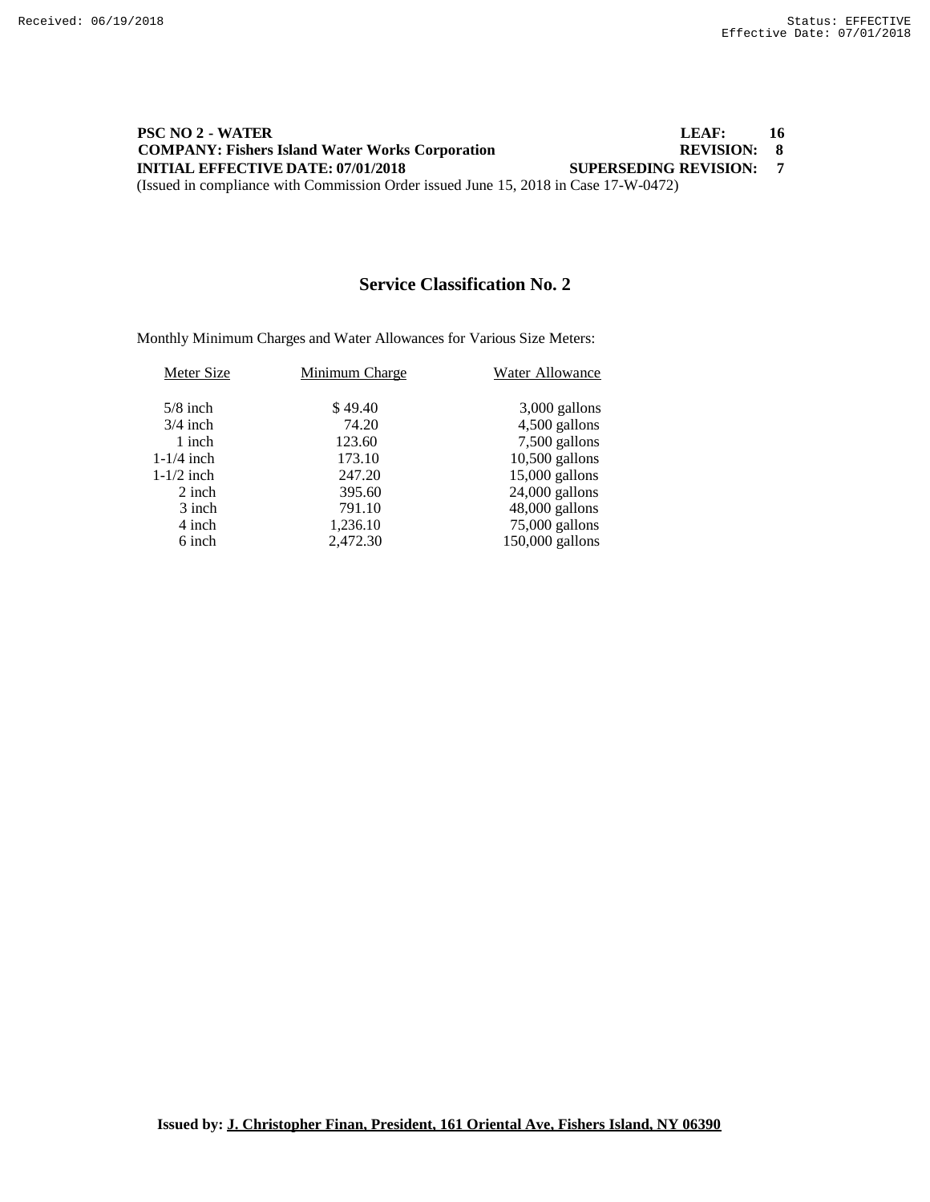**PSC NO 2 - WATER** **LEAF: 16**
**COMPANY: Fishers Island Water Works Corporation** **REVISION: 8**
**INITIAL EFFECTIVE DATE: 07/01/2018** **SUPERSEDING REVISION: 7**
(Issued in compliance with Commission Order issued June 15, 2018 in Case 17-W-0472)

## Service Classification No. 2

Monthly Minimum Charges and Water Allowances for Various Size Meters:

| Meter Size | Minimum Charge | Water Allowance |
|---|---|---|
| 5/8 inch | $ 49.40 | 3,000 gallons |
| 3/4 inch | 74.20 | 4,500 gallons |
| 1 inch | 123.60 | 7,500 gallons |
| 1-1/4 inch | 173.10 | 10,500 gallons |
| 1-1/2 inch | 247.20 | 15,000 gallons |
| 2 inch | 395.60 | 24,000 gallons |
| 3 inch | 791.10 | 48,000 gallons |
| 4 inch | 1,236.10 | 75,000 gallons |
| 6 inch | 2,472.30 | 150,000 gallons |

**Issued by: J. Christopher Finan, President, 161 Oriental Ave, Fishers Island, NY 06390**